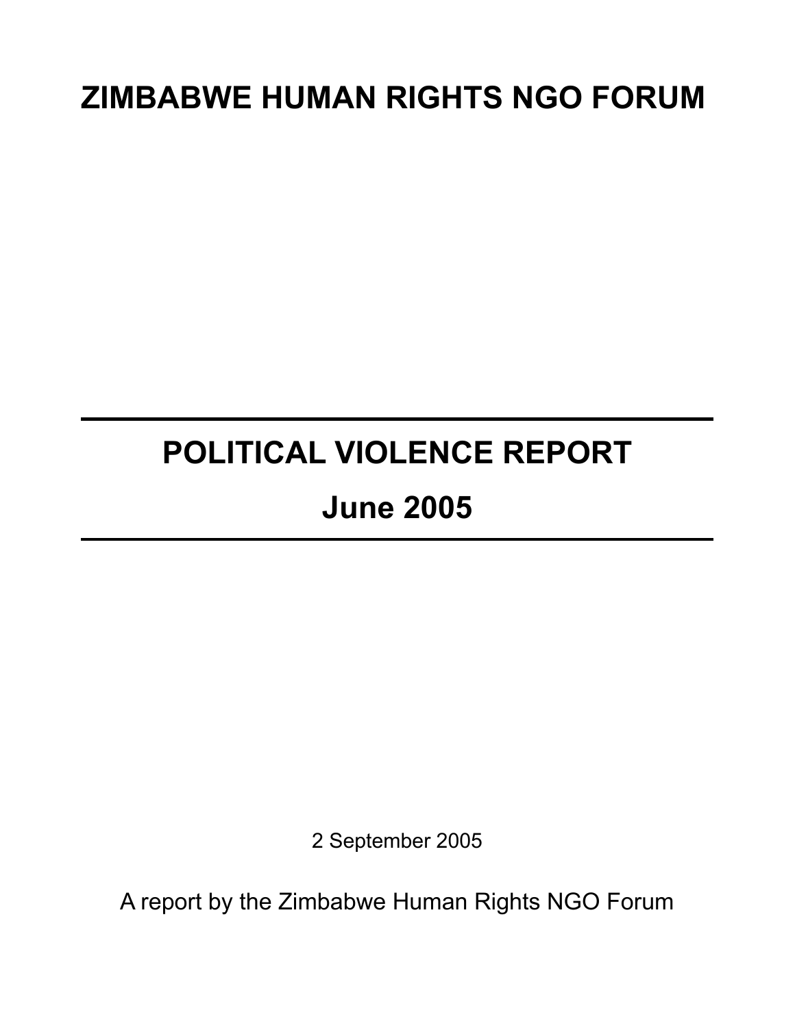# ZIMBABWE HUMAN RIGHTS NGO FORUM

---

# POLITICAL VIOLENCE REPORT

## June 2005

---

2 September 2005

A report by the Zimbabwe Human Rights NGO Forum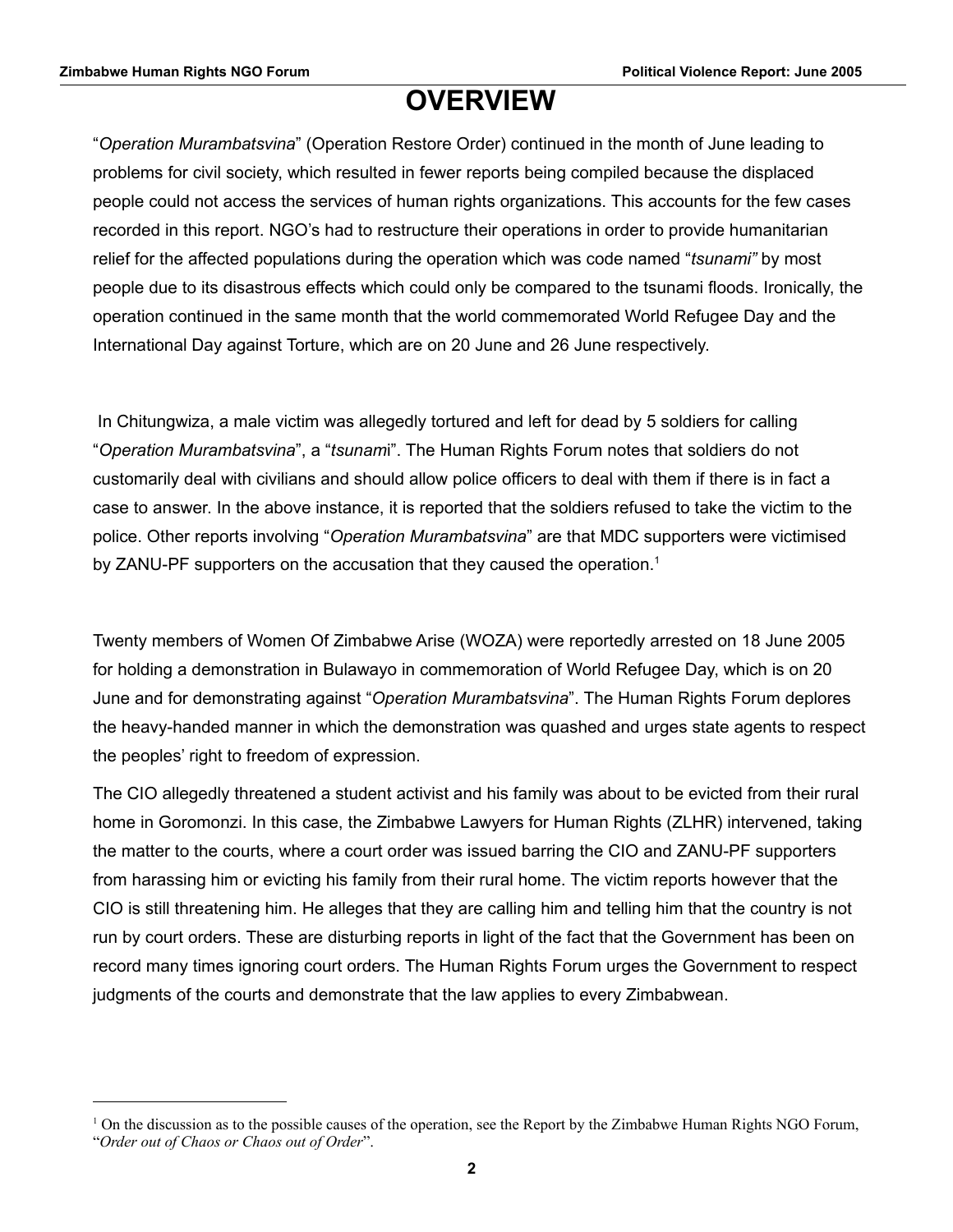# OVERVIEW

"*Operation Murambatsvina*" (Operation Restore Order) continued in the month of June leading to problems for civil society, which resulted in fewer reports being compiled because the displaced people could not access the services of human rights organizations. This accounts for the few cases recorded in this report. NGO's had to restructure their operations in order to provide humanitarian relief for the affected populations during the operation which was code named "*tsunami"* by most people due to its disastrous effects which could only be compared to the tsunami floods. Ironically, the operation continued in the same month that the world commemorated World Refugee Day and the International Day against Torture, which are on 20 June and 26 June respectively.

In Chitungwiza, a male victim was allegedly tortured and left for dead by 5 soldiers for calling "*Operation Murambatsvina*", a "*tsunam*i". The Human Rights Forum notes that soldiers do not customarily deal with civilians and should allow police officers to deal with them if there is in fact a case to answer. In the above instance, it is reported that the soldiers refused to take the victim to the police. Other reports involving "*Operation Murambatsvina*" are that MDC supporters were victimised by ZANU-PF supporters on the accusation that they caused the operation.[1]

Twenty members of Women Of Zimbabwe Arise (WOZA) were reportedly arrested on 18 June 2005 for holding a demonstration in Bulawayo in commemoration of World Refugee Day, which is on 20 June and for demonstrating against "*Operation Murambatsvina*". The Human Rights Forum deplores the heavy-handed manner in which the demonstration was quashed and urges state agents to respect the peoples' right to freedom of expression.

The CIO allegedly threatened a student activist and his family was about to be evicted from their rural home in Goromonzi. In this case, the Zimbabwe Lawyers for Human Rights (ZLHR) intervened, taking the matter to the courts, where a court order was issued barring the CIO and ZANU-PF supporters from harassing him or evicting his family from their rural home. The victim reports however that the CIO is still threatening him. He alleges that they are calling him and telling him that the country is not run by court orders. These are disturbing reports in light of the fact that the Government has been on record many times ignoring court orders. The Human Rights Forum urges the Government to respect judgments of the courts and demonstrate that the law applies to every Zimbabwean.

---

[1] On the discussion as to the possible causes of the operation, see the Report by the Zimbabwe Human Rights NGO Forum, "*Order out of Chaos or Chaos out of Order*".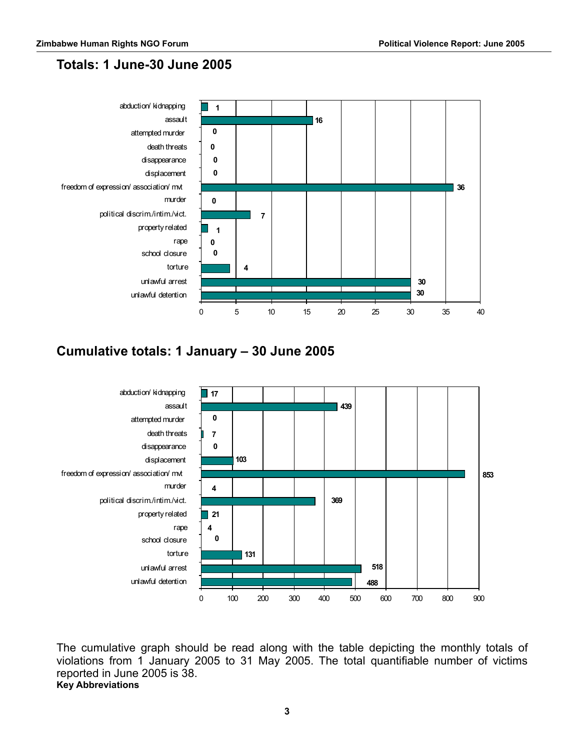## Totals: 1 June-30 June 2005

| Category | Total |
| --- | --- |
| abduction/ kidnapping | 1 |
| assault | 16 |
| attempted murder | 0 |
| death threats | 0 |
| disappearance | 0 |
| displacement | 0 |
| freedom of expression/ association/ mvt | 36 |
| murder | 0 |
| political discrim./intim./vict. | 7 |
| property related | 1 |
| rape | 0 |
| school closure | 0 |
| torture | 4 |
| unlawful arrest | 30 |
| unlawful detention | 30 |

## Cumulative totals: 1 January – 30 June 2005

| Category | Total |
| --- | --- |
| abduction/ kidnapping | 17 |
| assault | 439 |
| attempted murder | 0 |
| death threats | 7 |
| disappearance | 0 |
| displacement | 103 |
| freedom of expression/ association/ mvt | 853 |
| murder | 4 |
| political discrim./intim./vict. | 369 |
| property related | 21 |
| rape | 4 |
| school closure | 0 |
| torture | 131 |
| unlawful arrest | 518 |
| unlawful detention | 488 |

The cumulative graph should be read along with the table depicting the monthly totals of violations from 1 January 2005 to 31 May 2005. The total quantifiable number of victims reported in June 2005 is 38.

**Key Abbreviations**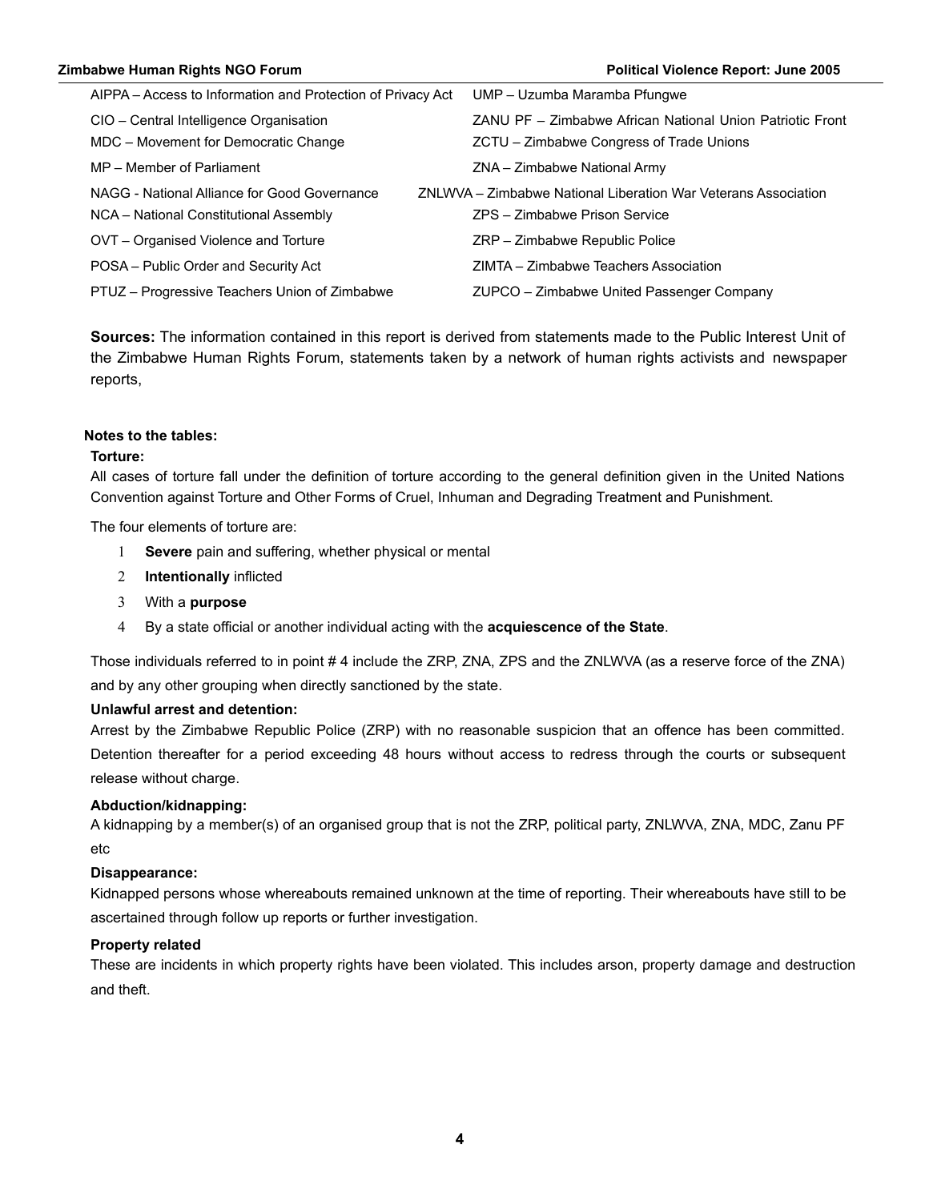AIPPA – Access to Information and Protection of Privacy Act | UMP – Uzumba Maramba Pfungwe
---|---
CIO – Central Intelligence Organisation | ZANU PF – Zimbabwe African National Union Patriotic Front
MDC – Movement for Democratic Change | ZCTU – Zimbabwe Congress of Trade Unions
MP – Member of Parliament | ZNA – Zimbabwe National Army
NAGG - National Alliance for Good Governance | ZNLWVA – Zimbabwe National Liberation War Veterans Association
NCA – National Constitutional Assembly | ZPS – Zimbabwe Prison Service
OVT – Organised Violence and Torture | ZRP – Zimbabwe Republic Police
POSA – Public Order and Security Act | ZIMTA – Zimbabwe Teachers Association
PTUZ – Progressive Teachers Union of Zimbabwe | ZUPCO – Zimbabwe United Passenger Company

**Sources:** The information contained in this report is derived from statements made to the Public Interest Unit of the Zimbabwe Human Rights Forum, statements taken by a network of human rights activists and newspaper reports,

**Notes to the tables:**

**Torture:**

All cases of torture fall under the definition of torture according to the general definition given in the United Nations Convention against Torture and Other Forms of Cruel, Inhuman and Degrading Treatment and Punishment.

The four elements of torture are:

1. **Severe** pain and suffering, whether physical or mental
2. **Intentionally** inflicted
3. With a **purpose**
4. By a state official or another individual acting with the **acquiescence of the State**.

Those individuals referred to in point # 4 include the ZRP, ZNA, ZPS and the ZNLWVA (as a reserve force of the ZNA) and by any other grouping when directly sanctioned by the state.

**Unlawful arrest and detention:**

Arrest by the Zimbabwe Republic Police (ZRP) with no reasonable suspicion that an offence has been committed. Detention thereafter for a period exceeding 48 hours without access to redress through the courts or subsequent release without charge.

**Abduction/kidnapping:**

A kidnapping by a member(s) of an organised group that is not the ZRP, political party, ZNLWVA, ZNA, MDC, Zanu PF etc

**Disappearance:**

Kidnapped persons whose whereabouts remained unknown at the time of reporting. Their whereabouts have still to be ascertained through follow up reports or further investigation.

**Property related**

These are incidents in which property rights have been violated. This includes arson, property damage and destruction and theft.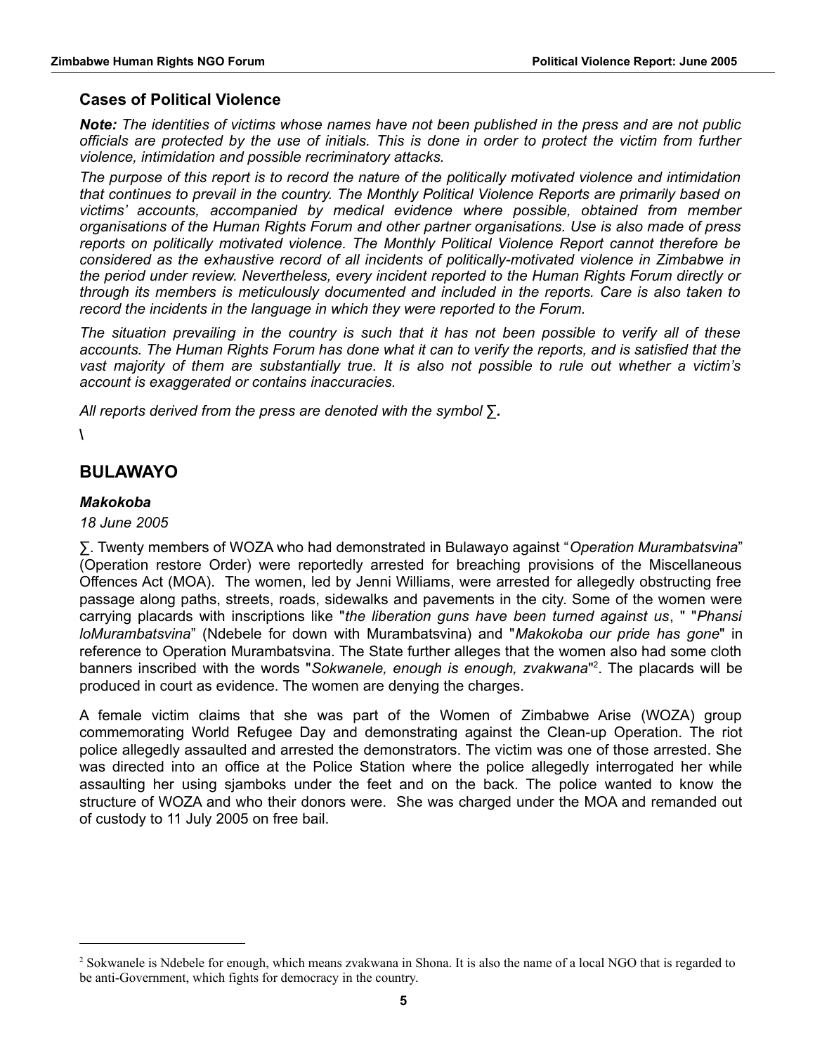## Cases of Political Violence

***Note:*** *The identities of victims whose names have not been published in the press and are not public officials are protected by the use of initials. This is done in order to protect the victim from further violence, intimidation and possible recriminatory attacks.*

*The purpose of this report is to record the nature of the politically motivated violence and intimidation that continues to prevail in the country. The Monthly Political Violence Reports are primarily based on victims' accounts, accompanied by medical evidence where possible, obtained from member organisations of the Human Rights Forum and other partner organisations. Use is also made of press reports on politically motivated violence. The Monthly Political Violence Report cannot therefore be considered as the exhaustive record of all incidents of politically-motivated violence in Zimbabwe in the period under review. Nevertheless, every incident reported to the Human Rights Forum directly or through its members is meticulously documented and included in the reports. Care is also taken to record the incidents in the language in which they were reported to the Forum.*

*The situation prevailing in the country is such that it has not been possible to verify all of these accounts. The Human Rights Forum has done what it can to verify the reports, and is satisfied that the vast majority of them are substantially true. It is also not possible to rule out whether a victim's account is exaggerated or contains inaccuracies.*

*All reports derived from the press are denoted with the symbol ∑.*

\

## BULAWAYO

### *Makokoba*

*18 June 2005*

∑. Twenty members of WOZA who had demonstrated in Bulawayo against "*Operation Murambatsvina*" (Operation restore Order) were reportedly arrested for breaching provisions of the Miscellaneous Offences Act (MOA). The women, led by Jenni Williams, were arrested for allegedly obstructing free passage along paths, streets, roads, sidewalks and pavements in the city. Some of the women were carrying placards with inscriptions like "*the liberation guns have been turned against us*, " "*Phansi loMurambatsvina*" (Ndebele for down with Murambatsvina) and "*Makokoba our pride has gone*" in reference to Operation Murambatsvina. The State further alleges that the women also had some cloth banners inscribed with the words "*Sokwanele, enough is enough, zvakwana*"[2]. The placards will be produced in court as evidence. The women are denying the charges.

A female victim claims that she was part of the Women of Zimbabwe Arise (WOZA) group commemorating World Refugee Day and demonstrating against the Clean-up Operation. The riot police allegedly assaulted and arrested the demonstrators. The victim was one of those arrested. She was directed into an office at the Police Station where the police allegedly interrogated her while assaulting her using sjamboks under the feet and on the back. The police wanted to know the structure of WOZA and who their donors were. She was charged under the MOA and remanded out of custody to 11 July 2005 on free bail.

---

[2] Sokwanele is Ndebele for enough, which means zvakwana in Shona. It is also the name of a local NGO that is regarded to be anti-Government, which fights for democracy in the country.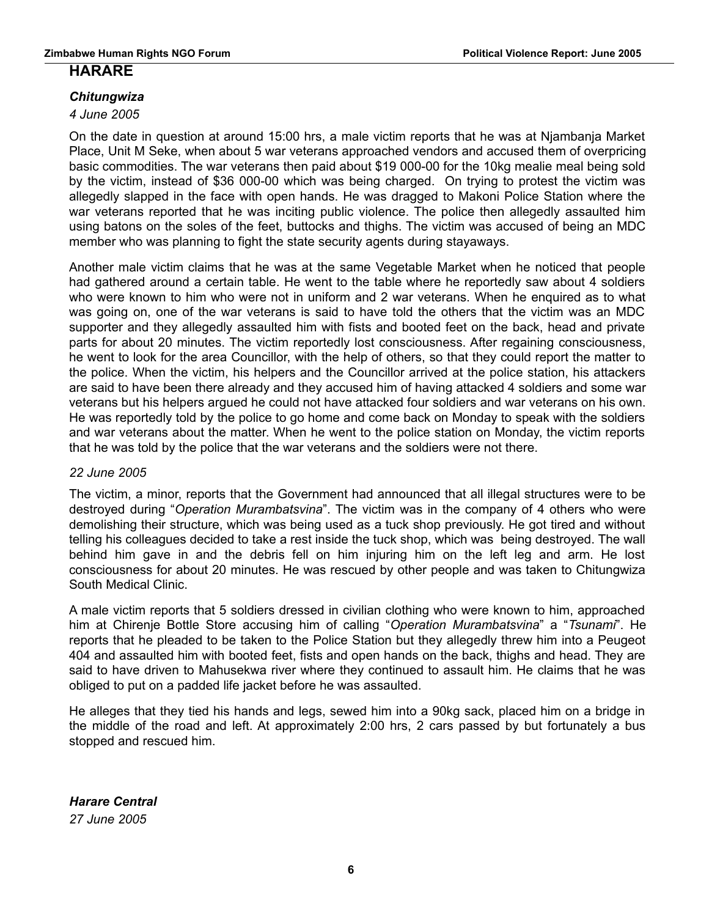## HARARE

### *Chitungwiza*

*4 June 2005*

On the date in question at around 15:00 hrs, a male victim reports that he was at Njambanja Market Place, Unit M Seke, when about 5 war veterans approached vendors and accused them of overpricing basic commodities. The war veterans then paid about $19 000-00 for the 10kg mealie meal being sold by the victim, instead of $36 000-00 which was being charged. On trying to protest the victim was allegedly slapped in the face with open hands. He was dragged to Makoni Police Station where the war veterans reported that he was inciting public violence. The police then allegedly assaulted him using batons on the soles of the feet, buttocks and thighs. The victim was accused of being an MDC member who was planning to fight the state security agents during stayaways.

Another male victim claims that he was at the same Vegetable Market when he noticed that people had gathered around a certain table. He went to the table where he reportedly saw about 4 soldiers who were known to him who were not in uniform and 2 war veterans. When he enquired as to what was going on, one of the war veterans is said to have told the others that the victim was an MDC supporter and they allegedly assaulted him with fists and booted feet on the back, head and private parts for about 20 minutes. The victim reportedly lost consciousness. After regaining consciousness, he went to look for the area Councillor, with the help of others, so that they could report the matter to the police. When the victim, his helpers and the Councillor arrived at the police station, his attackers are said to have been there already and they accused him of having attacked 4 soldiers and some war veterans but his helpers argued he could not have attacked four soldiers and war veterans on his own. He was reportedly told by the police to go home and come back on Monday to speak with the soldiers and war veterans about the matter. When he went to the police station on Monday, the victim reports that he was told by the police that the war veterans and the soldiers were not there.

*22 June 2005*

The victim, a minor, reports that the Government had announced that all illegal structures were to be destroyed during "*Operation Murambatsvina*". The victim was in the company of 4 others who were demolishing their structure, which was being used as a tuck shop previously. He got tired and without telling his colleagues decided to take a rest inside the tuck shop, which was being destroyed. The wall behind him gave in and the debris fell on him injuring him on the left leg and arm. He lost consciousness for about 20 minutes. He was rescued by other people and was taken to Chitungwiza South Medical Clinic.

A male victim reports that 5 soldiers dressed in civilian clothing who were known to him, approached him at Chirenje Bottle Store accusing him of calling "*Operation Murambatsvina*" a "*Tsunami*". He reports that he pleaded to be taken to the Police Station but they allegedly threw him into a Peugeot 404 and assaulted him with booted feet, fists and open hands on the back, thighs and head. They are said to have driven to Mahusekwa river where they continued to assault him. He claims that he was obliged to put on a padded life jacket before he was assaulted.

He alleges that they tied his hands and legs, sewed him into a 90kg sack, placed him on a bridge in the middle of the road and left. At approximately 2:00 hrs, 2 cars passed by but fortunately a bus stopped and rescued him.

### *Harare Central*

*27 June 2005*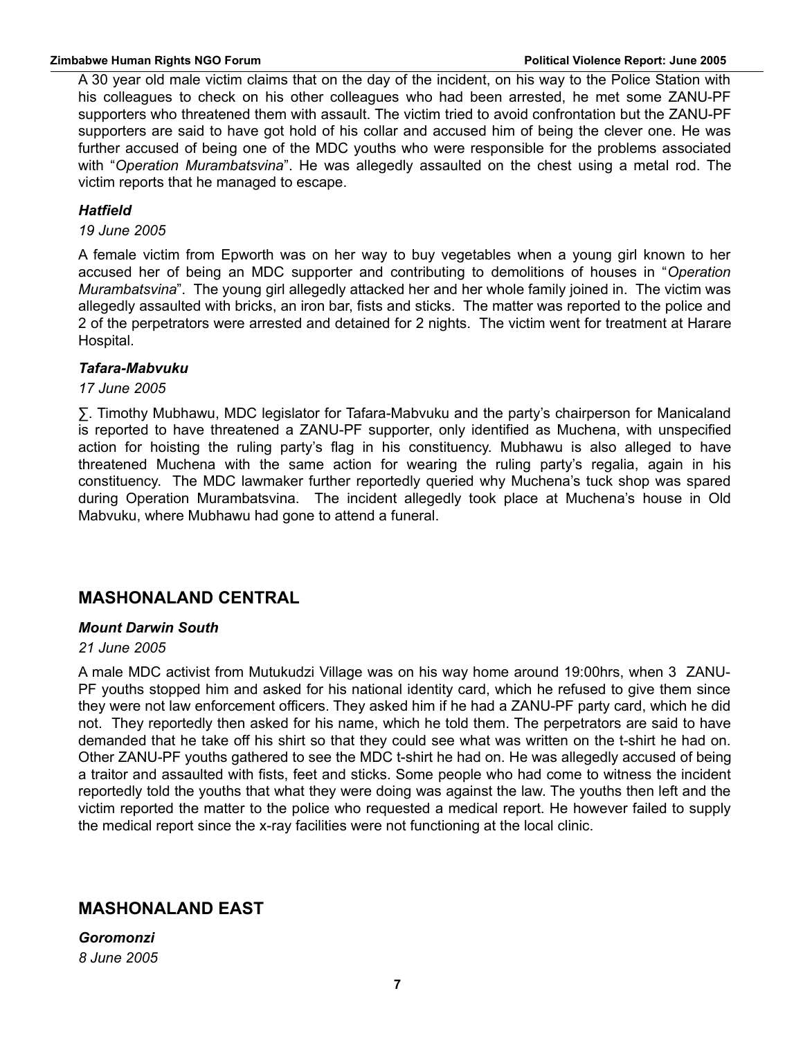A 30 year old male victim claims that on the day of the incident, on his way to the Police Station with his colleagues to check on his other colleagues who had been arrested, he met some ZANU-PF supporters who threatened them with assault. The victim tried to avoid confrontation but the ZANU-PF supporters are said to have got hold of his collar and accused him of being the clever one. He was further accused of being one of the MDC youths who were responsible for the problems associated with "*Operation Murambatsvina*". He was allegedly assaulted on the chest using a metal rod. The victim reports that he managed to escape.

### *Hatfield*

*19 June 2005*

A female victim from Epworth was on her way to buy vegetables when a young girl known to her accused her of being an MDC supporter and contributing to demolitions of houses in "*Operation Murambatsvina*". The young girl allegedly attacked her and her whole family joined in. The victim was allegedly assaulted with bricks, an iron bar, fists and sticks. The matter was reported to the police and 2 of the perpetrators were arrested and detained for 2 nights. The victim went for treatment at Harare Hospital.

### *Tafara-Mabvuku*

*17 June 2005*

∑. Timothy Mubhawu, MDC legislator for Tafara-Mabvuku and the party's chairperson for Manicaland is reported to have threatened a ZANU-PF supporter, only identified as Muchena, with unspecified action for hoisting the ruling party's flag in his constituency. Mubhawu is also alleged to have threatened Muchena with the same action for wearing the ruling party's regalia, again in his constituency. The MDC lawmaker further reportedly queried why Muchena's tuck shop was spared during Operation Murambatsvina. The incident allegedly took place at Muchena's house in Old Mabvuku, where Mubhawu had gone to attend a funeral.

## MASHONALAND CENTRAL

### *Mount Darwin South*

*21 June 2005*

A male MDC activist from Mutukudzi Village was on his way home around 19:00hrs, when 3 ZANU-PF youths stopped him and asked for his national identity card, which he refused to give them since they were not law enforcement officers. They asked him if he had a ZANU-PF party card, which he did not. They reportedly then asked for his name, which he told them. The perpetrators are said to have demanded that he take off his shirt so that they could see what was written on the t-shirt he had on. Other ZANU-PF youths gathered to see the MDC t-shirt he had on. He was allegedly accused of being a traitor and assaulted with fists, feet and sticks. Some people who had come to witness the incident reportedly told the youths that what they were doing was against the law. The youths then left and the victim reported the matter to the police who requested a medical report. He however failed to supply the medical report since the x-ray facilities were not functioning at the local clinic.

## MASHONALAND EAST

### *Goromonzi*

*8 June 2005*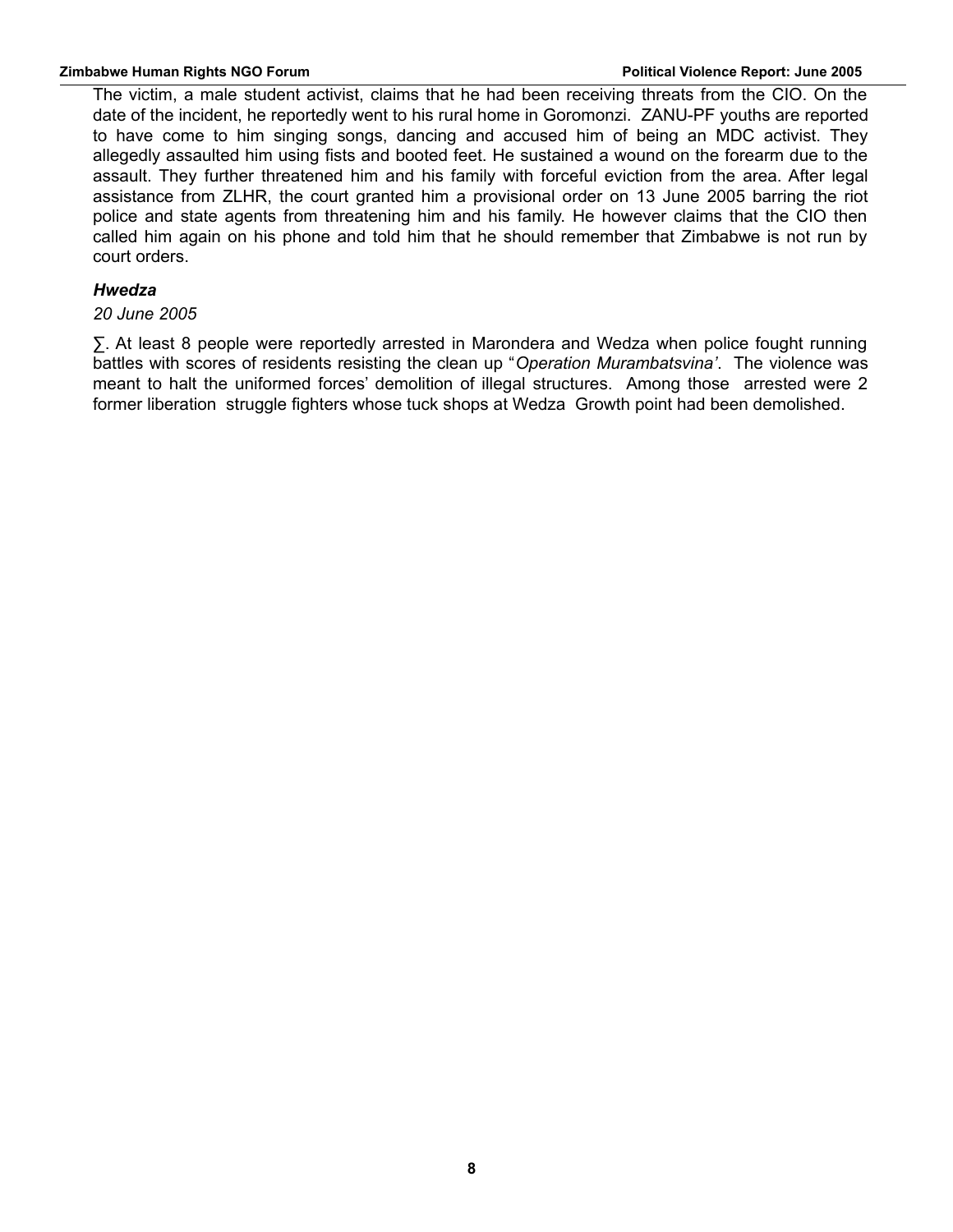The victim, a male student activist, claims that he had been receiving threats from the CIO. On the date of the incident, he reportedly went to his rural home in Goromonzi. ZANU-PF youths are reported to have come to him singing songs, dancing and accused him of being an MDC activist. They allegedly assaulted him using fists and booted feet. He sustained a wound on the forearm due to the assault. They further threatened him and his family with forceful eviction from the area. After legal assistance from ZLHR, the court granted him a provisional order on 13 June 2005 barring the riot police and state agents from threatening him and his family. He however claims that the CIO then called him again on his phone and told him that he should remember that Zimbabwe is not run by court orders.

***Hwedza***

*20 June 2005*

∑. At least 8 people were reportedly arrested in Marondera and Wedza when police fought running battles with scores of residents resisting the clean up "*Operation Murambatsvina'*. The violence was meant to halt the uniformed forces' demolition of illegal structures. Among those arrested were 2 former liberation struggle fighters whose tuck shops at Wedza Growth point had been demolished.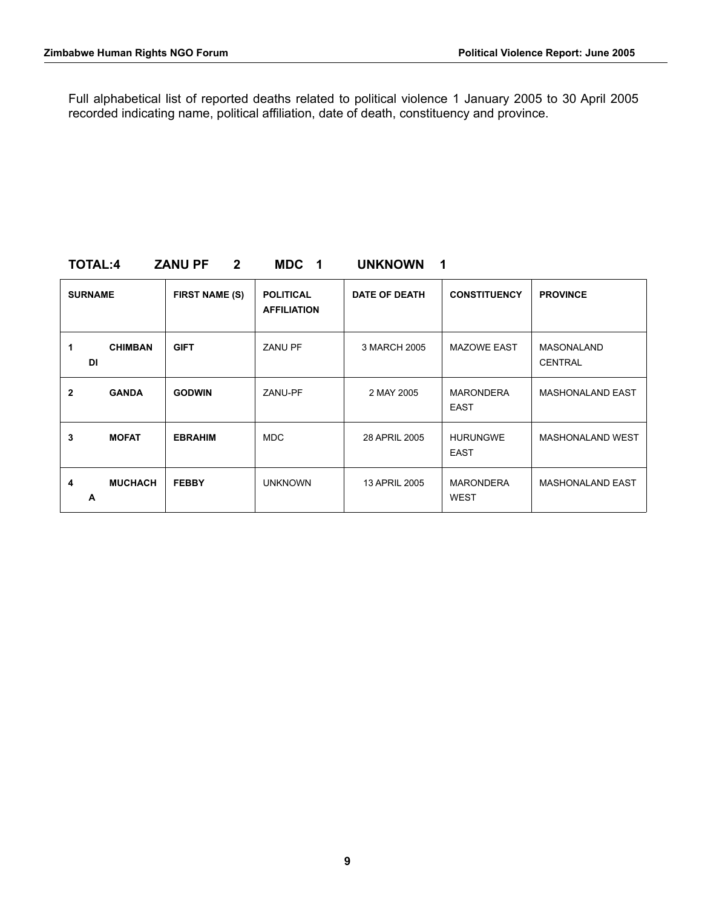Full alphabetical list of reported deaths related to political violence 1 January 2005 to 30 April 2005 recorded indicating name, political affiliation, date of death, constituency and province.

**TOTAL:4 ZANU PF 2 MDC 1 UNKNOWN 1**

| SURNAME | FIRST NAME (S) | POLITICAL AFFILIATION | DATE OF DEATH | CONSTITUENCY | PROVINCE |
|---|---|---|---|---|---|
| **1 CHIMBANDI** | **GIFT** | ZANU PF | 3 MARCH 2005 | MAZOWE EAST | MASONALAND CENTRAL |
| **2 GANDA** | **GODWIN** | ZANU-PF | 2 MAY 2005 | MARONDERA EAST | MASHONALAND EAST |
| **3 MOFAT** | **EBRAHIM** | MDC | 28 APRIL 2005 | HURUNGWE EAST | MASHONALAND WEST |
| **4 MUCHACHA** | **FEBBY** | UNKNOWN | 13 APRIL 2005 | MARONDERA WEST | MASHONALAND EAST |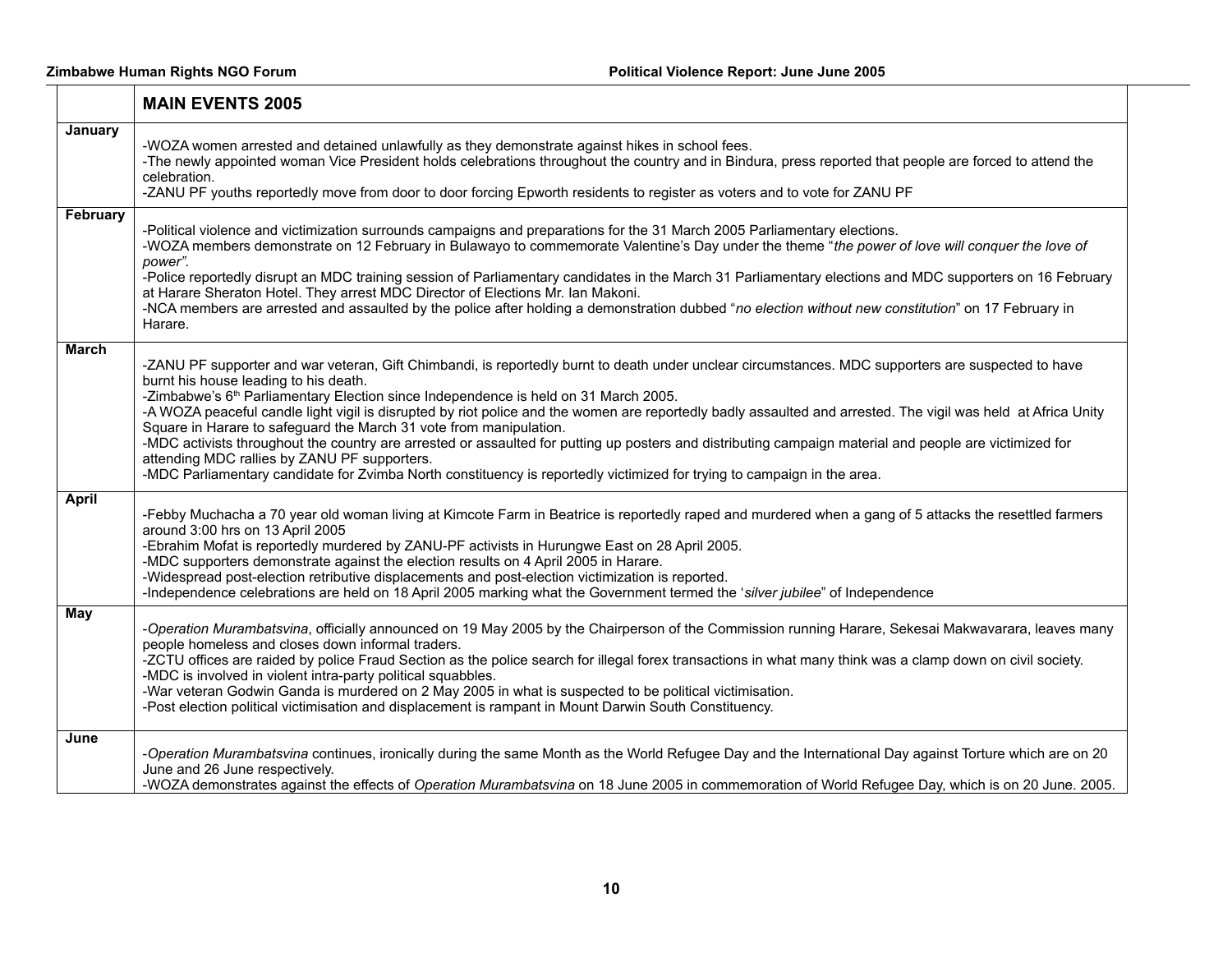| | MAIN EVENTS 2005 |
|---|---|
| **January** | -WOZA women arrested and detained unlawfully as they demonstrate against hikes in school fees.<br>-The newly appointed woman Vice President holds celebrations throughout the country and in Bindura, press reported that people are forced to attend the celebration.<br>-ZANU PF youths reportedly move from door to door forcing Epworth residents to register as voters and to vote for ZANU PF |
| **February** | -Political violence and victimization surrounds campaigns and preparations for the 31 March 2005 Parliamentary elections.<br>-WOZA members demonstrate on 12 February in Bulawayo to commemorate Valentine's Day under the theme "*the power of love will conquer the love of power".*<br>-Police reportedly disrupt an MDC training session of Parliamentary candidates in the March 31 Parliamentary elections and MDC supporters on 16 February at Harare Sheraton Hotel. They arrest MDC Director of Elections Mr. Ian Makoni.<br>-NCA members are arrested and assaulted by the police after holding a demonstration dubbed "*no election without new constitution*" on 17 February in Harare. |
| **March** | -ZANU PF supporter and war veteran, Gift Chimbandi, is reportedly burnt to death under unclear circumstances. MDC supporters are suspected to have burnt his house leading to his death.<br>-Zimbabwe's 6th Parliamentary Election since Independence is held on 31 March 2005.<br>-A WOZA peaceful candle light vigil is disrupted by riot police and the women are reportedly badly assaulted and arrested. The vigil was held at Africa Unity Square in Harare to safeguard the March 31 vote from manipulation.<br>-MDC activists throughout the country are arrested or assaulted for putting up posters and distributing campaign material and people are victimized for attending MDC rallies by ZANU PF supporters.<br>-MDC Parliamentary candidate for Zvimba North constituency is reportedly victimized for trying to campaign in the area. |
| **April** | -Febby Muchacha a 70 year old woman living at Kimcote Farm in Beatrice is reportedly raped and murdered when a gang of 5 attacks the resettled farmers around 3:00 hrs on 13 April 2005<br>-Ebrahim Mofat is reportedly murdered by ZANU-PF activists in Hurungwe East on 28 April 2005.<br>-MDC supporters demonstrate against the election results on 4 April 2005 in Harare.<br>-Widespread post-election retributive displacements and post-election victimization is reported.<br>-Independence celebrations are held on 18 April 2005 marking what the Government termed the '*silver jubilee*" of Independence |
| **May** | -*Operation Murambatsvina*, officially announced on 19 May 2005 by the Chairperson of the Commission running Harare, Sekesai Makwavarara, leaves many people homeless and closes down informal traders.<br>-ZCTU offices are raided by police Fraud Section as the police search for illegal forex transactions in what many think was a clamp down on civil society.<br>-MDC is involved in violent intra-party political squabbles.<br>-War veteran Godwin Ganda is murdered on 2 May 2005 in what is suspected to be political victimisation.<br>-Post election political victimisation and displacement is rampant in Mount Darwin South Constituency. |
| **June** | -*Operation Murambatsvina* continues, ironically during the same Month as the World Refugee Day and the International Day against Torture which are on 20 June and 26 June respectively.<br>-WOZA demonstrates against the effects of *Operation Murambatsvina* on 18 June 2005 in commemoration of World Refugee Day, which is on 20 June. 2005. |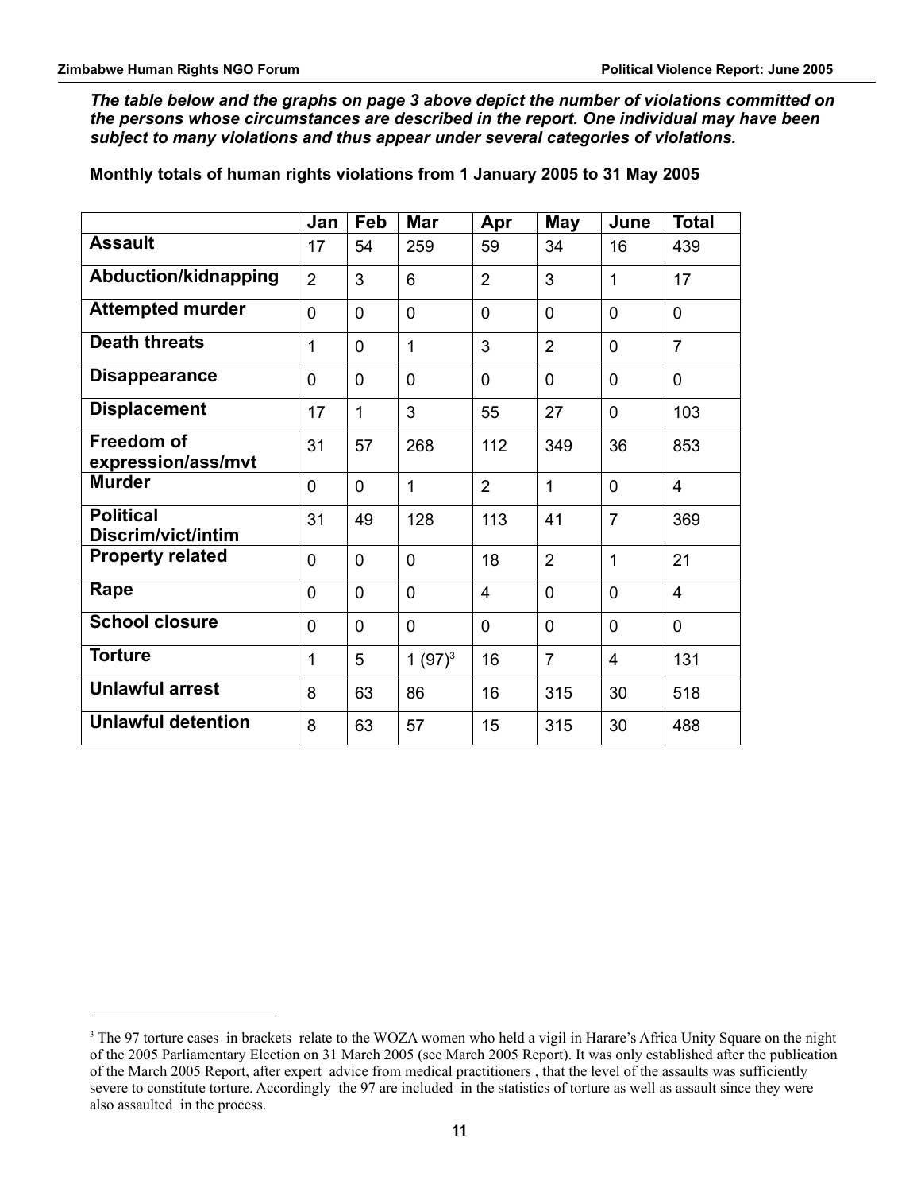***The table below and the graphs on page 3 above depict the number of violations committed on the persons whose circumstances are described in the report. One individual may have been subject to many violations and thus appear under several categories of violations.***

**Monthly totals of human rights violations from 1 January 2005 to 31 May 2005**

| | Jan | Feb | Mar | Apr | May | June | Total |
|---|---|---|---|---|---|---|---|
| **Assault** | 17 | 54 | 259 | 59 | 34 | 16 | 439 |
| **Abduction/kidnapping** | 2 | 3 | 6 | 2 | 3 | 1 | 17 |
| **Attempted murder** | 0 | 0 | 0 | 0 | 0 | 0 | 0 |
| **Death threats** | 1 | 0 | 1 | 3 | 2 | 0 | 7 |
| **Disappearance** | 0 | 0 | 0 | 0 | 0 | 0 | 0 |
| **Displacement** | 17 | 1 | 3 | 55 | 27 | 0 | 103 |
| **Freedom of expression/ass/mvt** | 31 | 57 | 268 | 112 | 349 | 36 | 853 |
| **Murder** | 0 | 0 | 1 | 2 | 1 | 0 | 4 |
| **Political Discrim/vict/intim** | 31 | 49 | 128 | 113 | 41 | 7 | 369 |
| **Property related** | 0 | 0 | 0 | 18 | 2 | 1 | 21 |
| **Rape** | 0 | 0 | 0 | 4 | 0 | 0 | 4 |
| **School closure** | 0 | 0 | 0 | 0 | 0 | 0 | 0 |
| **Torture** | 1 | 5 | 1 (97)[3] | 16 | 7 | 4 | 131 |
| **Unlawful arrest** | 8 | 63 | 86 | 16 | 315 | 30 | 518 |
| **Unlawful detention** | 8 | 63 | 57 | 15 | 315 | 30 | 488 |

[3] The 97 torture cases in brackets relate to the WOZA women who held a vigil in Harare's Africa Unity Square on the night of the 2005 Parliamentary Election on 31 March 2005 (see March 2005 Report). It was only established after the publication of the March 2005 Report, after expert advice from medical practitioners , that the level of the assaults was sufficiently severe to constitute torture. Accordingly the 97 are included in the statistics of torture as well as assault since they were also assaulted in the process.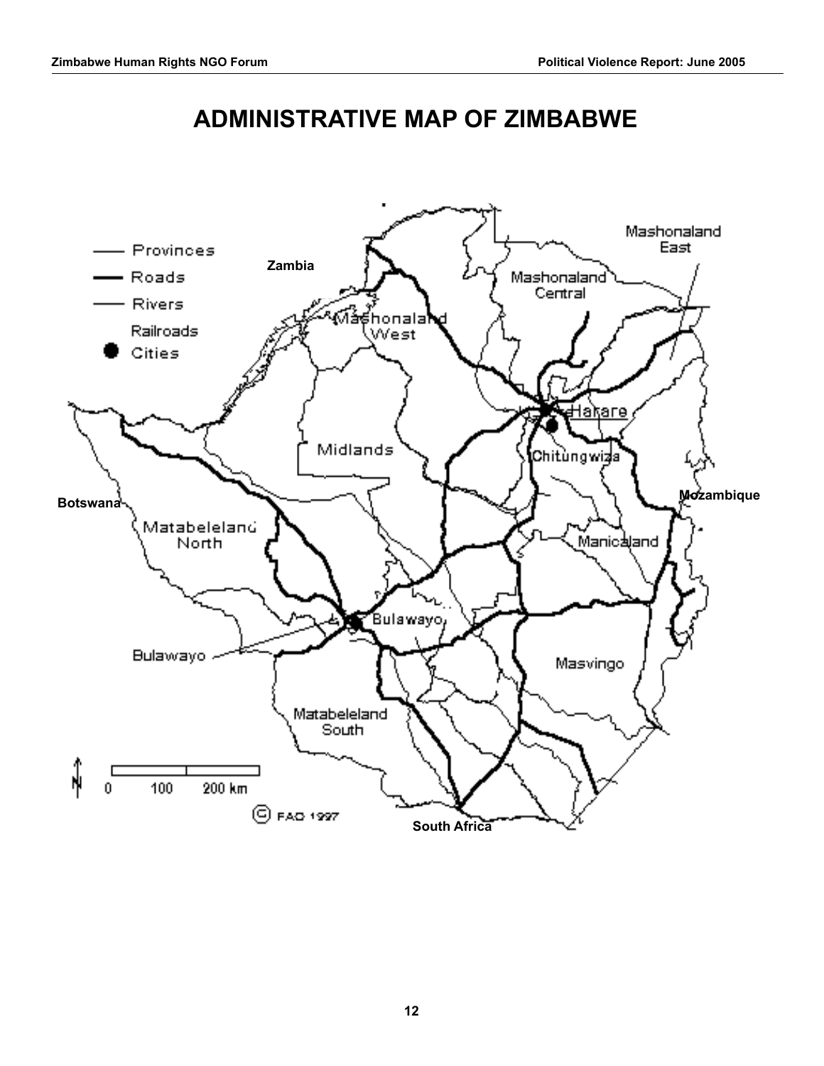# ADMINISTRATIVE MAP OF ZIMBABWE

Provinces
Roads
Rivers
Railroads
Cities

Zambia

Mashonaland East

Mashonaland Central

Mashonaland West

Harare

Chitungwiza

Midlands

Botswana

Mozambique

Matabeleland North

Manicaland

Bulawayo

Bulawayo

Masvingo

Matabeleland South

0 100 200 km

© FAO 1997

South Africa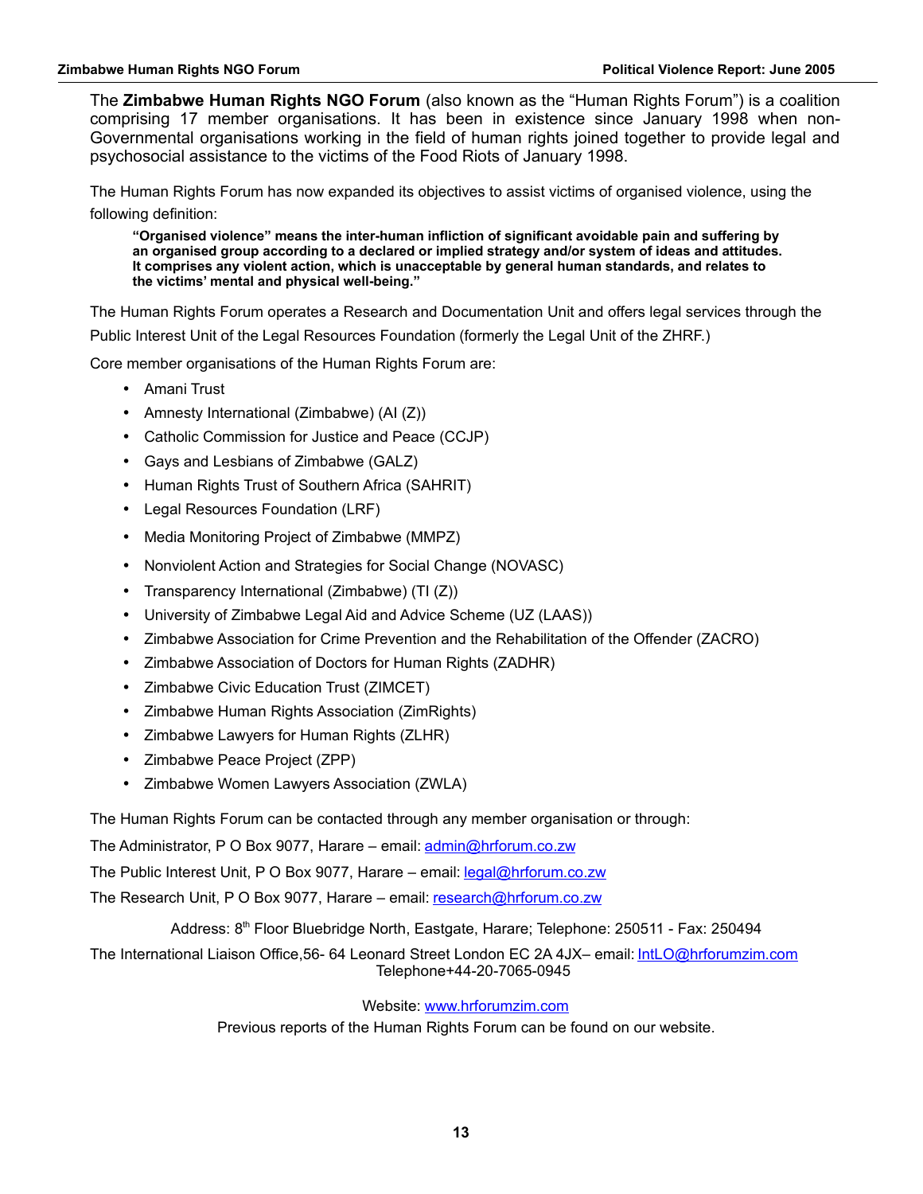The **Zimbabwe Human Rights NGO Forum** (also known as the "Human Rights Forum") is a coalition comprising 17 member organisations. It has been in existence since January 1998 when non-Governmental organisations working in the field of human rights joined together to provide legal and psychosocial assistance to the victims of the Food Riots of January 1998.

The Human Rights Forum has now expanded its objectives to assist victims of organised violence, using the following definition:

> **"Organised violence" means the inter-human infliction of significant avoidable pain and suffering by an organised group according to a declared or implied strategy and/or system of ideas and attitudes. It comprises any violent action, which is unacceptable by general human standards, and relates to the victims' mental and physical well-being."**

The Human Rights Forum operates a Research and Documentation Unit and offers legal services through the Public Interest Unit of the Legal Resources Foundation (formerly the Legal Unit of the ZHRF.)

Core member organisations of the Human Rights Forum are:

- Amani Trust
- Amnesty International (Zimbabwe) (AI (Z))
- Catholic Commission for Justice and Peace (CCJP)
- Gays and Lesbians of Zimbabwe (GALZ)
- Human Rights Trust of Southern Africa (SAHRIT)
- Legal Resources Foundation (LRF)
- Media Monitoring Project of Zimbabwe (MMPZ)
- Nonviolent Action and Strategies for Social Change (NOVASC)
- Transparency International (Zimbabwe) (TI (Z))
- University of Zimbabwe Legal Aid and Advice Scheme (UZ (LAAS))
- Zimbabwe Association for Crime Prevention and the Rehabilitation of the Offender (ZACRO)
- Zimbabwe Association of Doctors for Human Rights (ZADHR)
- Zimbabwe Civic Education Trust (ZIMCET)
- Zimbabwe Human Rights Association (ZimRights)
- Zimbabwe Lawyers for Human Rights (ZLHR)
- Zimbabwe Peace Project (ZPP)
- Zimbabwe Women Lawyers Association (ZWLA)

The Human Rights Forum can be contacted through any member organisation or through:

The Administrator, P O Box 9077, Harare – email: admin@hrforum.co.zw

The Public Interest Unit, P O Box 9077, Harare – email: legal@hrforum.co.zw

The Research Unit, P O Box 9077, Harare – email: research@hrforum.co.zw

Address: 8th Floor Bluebridge North, Eastgate, Harare; Telephone: 250511 - Fax: 250494

The International Liaison Office,56- 64 Leonard Street London EC 2A 4JX– email: IntLO@hrforumzim.com
Telephone+44-20-7065-0945

Website: www.hrforumzim.com

Previous reports of the Human Rights Forum can be found on our website.